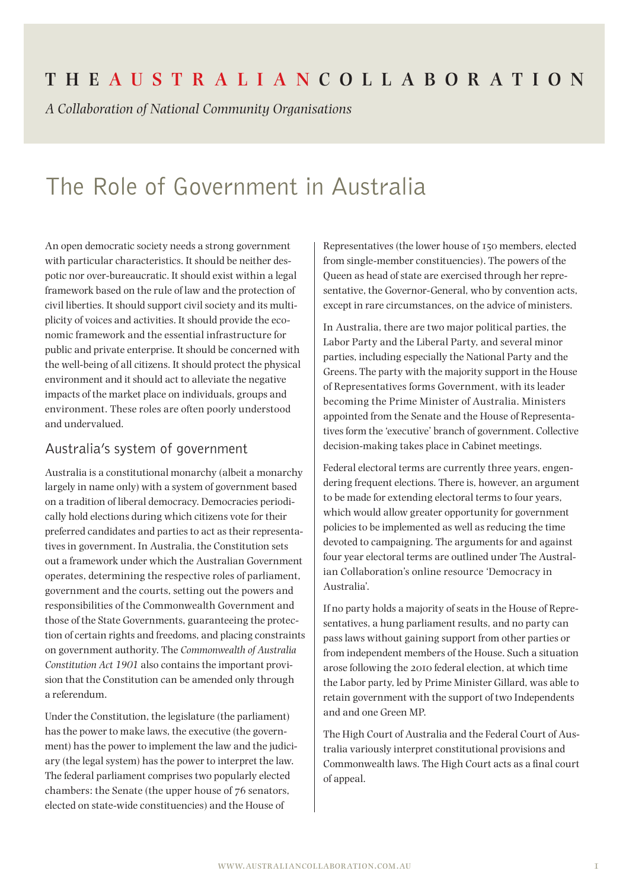# THE AUSTRALIAN COLLABORATION

*A Collaboration of National Community Organisations*

# The Role of Government in Australia

An open democratic society needs a strong government with particular characteristics. It should be neither despotic nor over-bureaucratic. It should exist within a legal framework based on the rule of law and the protection of civil liberties. It should support civil society and its multiplicity of voices and activities. It should provide the economic framework and the essential infrastructure for public and private enterprise. It should be concerned with the well-being of all citizens. It should protect the physical environment and it should act to alleviate the negative impacts of the market place on individuals, groups and environment. These roles are often poorly understood and undervalued.

## Australia's system of government

Australia is a constitutional monarchy (albeit a monarchy largely in name only) with a system of government based on a tradition of liberal democracy. Democracies periodically hold elections during which citizens vote for their preferred candidates and parties to act as their representatives in government. In Australia, the Constitution sets out a framework under which the Australian Government operates, determining the respective roles of parliament, government and the courts, setting out the powers and responsibilities of the Commonwealth Government and those of the State Governments, guaranteeing the protection of certain rights and freedoms, and placing constraints on government authority. The *Commonwealth of Australia Constitution Act 1901* also contains the important provision that the Constitution can be amended only through a referendum.

Under the Constitution, the legislature (the parliament) has the power to make laws, the executive (the government) has the power to implement the law and the judiciary (the legal system) has the power to interpret the law. The federal parliament comprises two popularly elected chambers: the Senate (the upper house of 76 senators, elected on state-wide constituencies) and the House of Representatives (the lower house of 150 members, elected from single-member constituencies). The powers of the Queen as head of state are exercised through her representative, the Governor-General, who by convention acts, except in rare circumstances, on the advice of ministers.

In Australia, there are two major political parties, the Labor Party and the Liberal Party, and several minor parties, including especially the National Party and the Greens. The party with the majority support in the House of Representatives forms Government, with its leader becoming the Prime Minister of Australia. Ministers appointed from the Senate and the House of Representatives form the 'executive' branch of government. Collective decision-making takes place in Cabinet meetings.

Federal electoral terms are currently three years, engendering frequent elections. There is, however, an argument to be made for extending electoral terms to four years, which would allow greater opportunity for government policies to be implemented as well as reducing the time devoted to campaigning. The arguments for and against four year electoral terms are outlined under The Australian Collaboration's online resource 'Democracy in Australia'.

If no party holds a majority of seats in the House of Representatives, a hung parliament results, and no party can pass laws without gaining support from other parties or from independent members of the House. Such a situation arose following the 2010 federal election, at which time the Labor party, led by Prime Minister Gillard, was able to retain government with the support of two Independents and and one Green MP.

The High Court of Australia and the Federal Court of Australia variously interpret constitutional provisions and Commonwealth laws. The High Court acts as a final court of appeal.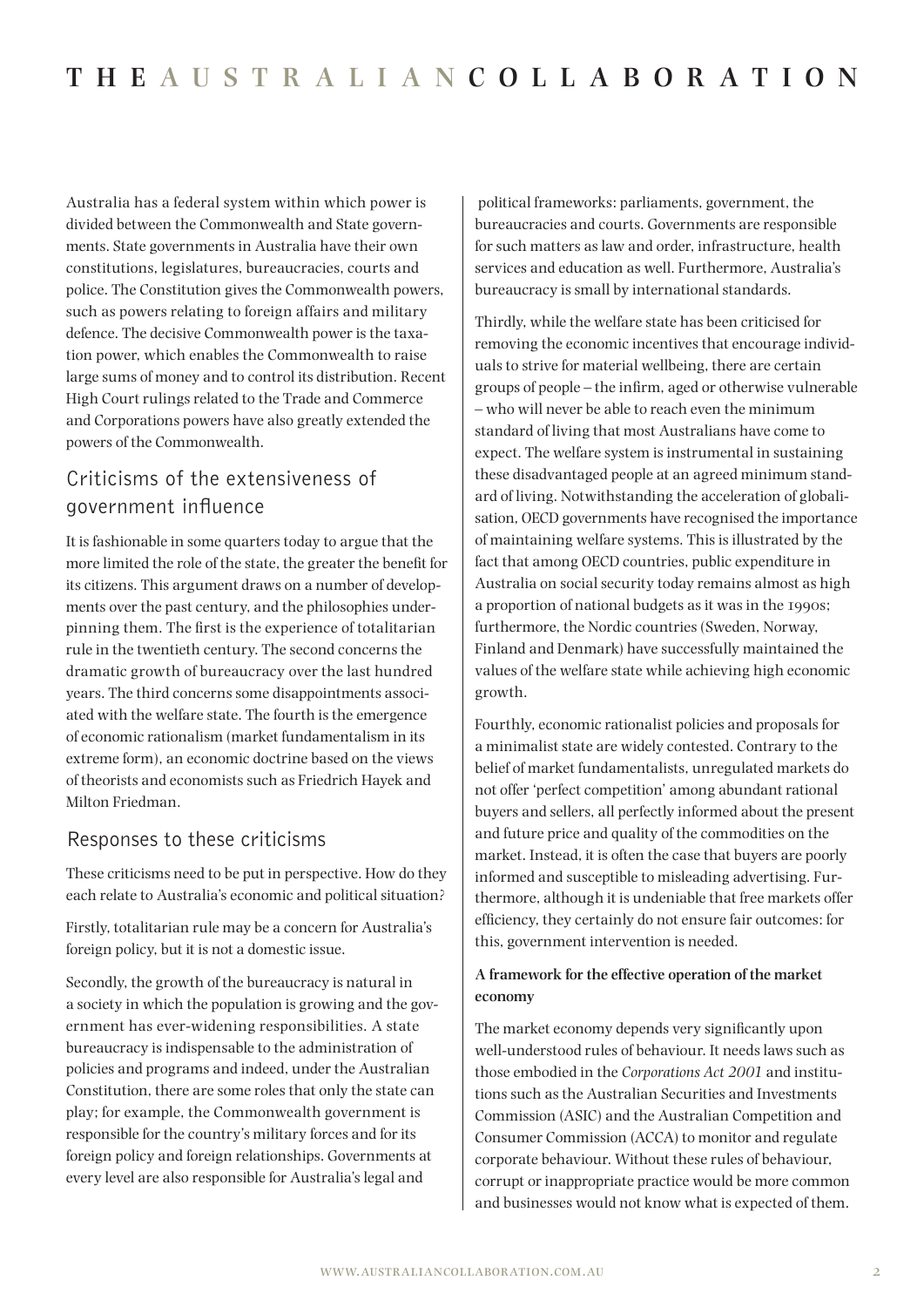Australia has a federal system within which power is divided between the Commonwealth and State governments. State governments in Australia have their own constitutions, legislatures, bureaucracies, courts and police. The Constitution gives the Commonwealth powers, such as powers relating to foreign affairs and military defence. The decisive Commonwealth power is the taxation power, which enables the Commonwealth to raise large sums of money and to control its distribution. Recent High Court rulings related to the Trade and Commerce and Corporations powers have also greatly extended the powers of the Commonwealth.

## Criticisms of the extensiveness of government influence

It is fashionable in some quarters today to argue that the more limited the role of the state, the greater the benefit for its citizens. This argument draws on a number of developments over the past century, and the philosophies underpinning them. The first is the experience of totalitarian rule in the twentieth century. The second concerns the dramatic growth of bureaucracy over the last hundred years. The third concerns some disappointments associated with the welfare state. The fourth is the emergence of economic rationalism (market fundamentalism in its extreme form), an economic doctrine based on the views of theorists and economists such as Friedrich Hayek and Milton Friedman.

## Responses to these criticisms

These criticisms need to be put in perspective. How do they each relate to Australia's economic and political situation?

Firstly, totalitarian rule may be a concern for Australia's foreign policy, but it is not a domestic issue.

Secondly, the growth of the bureaucracy is natural in a society in which the population is growing and the government has ever-widening responsibilities. A state bureaucracy is indispensable to the administration of policies and programs and indeed, under the Australian Constitution, there are some roles that only the state can play; for example, the Commonwealth government is responsible for the country's military forces and for its foreign policy and foreign relationships. Governments at every level are also responsible for Australia's legal and political frameworks: parliaments, government, the bureaucracies and courts. Governments are responsible for such matters as law and order, infrastructure, health services and education as well. Furthermore, Australia's bureaucracy is small by international standards.

Thirdly, while the welfare state has been criticised for removing the economic incentives that encourage individuals to strive for material wellbeing, there are certain groups of people – the infirm, aged or otherwise vulnerable – who will never be able to reach even the minimum standard of living that most Australians have come to expect. The welfare system is instrumental in sustaining these disadvantaged people at an agreed minimum standard of living. Notwithstanding the acceleration of globalisation, OECD governments have recognised the importance of maintaining welfare systems. This is illustrated by the fact that among OECD countries, public expenditure in Australia on social security today remains almost as high a proportion of national budgets as it was in the 1990s; furthermore, the Nordic countries (Sweden, Norway, Finland and Denmark) have successfully maintained the values of the welfare state while achieving high economic growth.

Fourthly, economic rationalist policies and proposals for a minimalist state are widely contested. Contrary to the belief of market fundamentalists, unregulated markets do not offer 'perfect competition' among abundant rational buyers and sellers, all perfectly informed about the present and future price and quality of the commodities on the market. Instead, it is often the case that buyers are poorly informed and susceptible to misleading advertising. Furthermore, although it is undeniable that free markets offer efficiency, they certainly do not ensure fair outcomes: for this, government intervention is needed.

### A framework for the effective operation of the market economy

The market economy depends very significantly upon well-understood rules of behaviour. It needs laws such as those embodied in the *Corporations Act 2001* and institutions such as the Australian Securities and Investments Commission (ASIC) and the Australian Competition and Consumer Commission (ACCA) to monitor and regulate corporate behaviour. Without these rules of behaviour, corrupt or inappropriate practice would be more common and businesses would not know what is expected of them.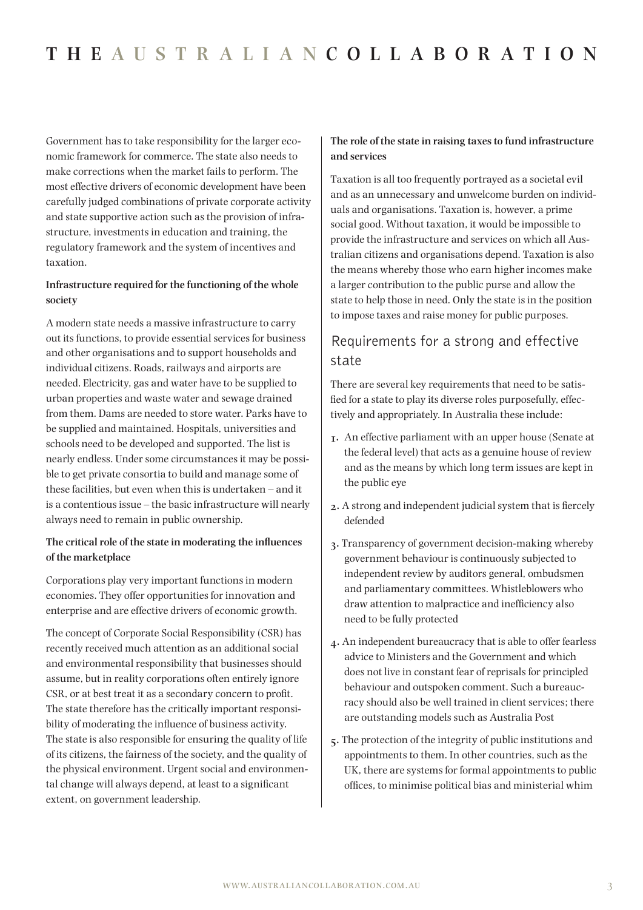Government has to take responsibility for the larger economic framework for commerce. The state also needs to make corrections when the market fails to perform. The most effective drivers of economic development have been carefully judged combinations of private corporate activity and state supportive action such as the provision of infrastructure, investments in education and training, the regulatory framework and the system of incentives and taxation.

**Infrastructure required for the functioning of the whole society**

A modern state needs a massive infrastructure to carry out its functions, to provide essential services for business and other organisations and to support households and individual citizens. Roads, railways and airports are needed. Electricity, gas and water have to be supplied to urban properties and waste water and sewage drained from them. Dams are needed to store water. Parks have to be supplied and maintained. Hospitals, universities and schools need to be developed and supported. The list is nearly endless. Under some circumstances it may be possible to get private consortia to build and manage some of these facilities, but even when this is undertaken – and it is a contentious issue – the basic infrastructure will nearly always need to remain in public ownership.

**The critical role of the state in moderating the influences of the marketplace**

Corporations play very important functions in modern economies. They offer opportunities for innovation and enterprise and are effective drivers of economic growth.

The concept of Corporate Social Responsibility (CSR) has recently received much attention as an additional social and environmental responsibility that businesses should assume, but in reality corporations often entirely ignore CSR, or at best treat it as a secondary concern to profit. The state therefore has the critically important responsibility of moderating the influence of business activity. The state is also responsible for ensuring the quality of life of its citizens, the fairness of the society, and the quality of the physical environment. Urgent social and environmental change will always depend, at least to a significant extent, on government leadership.

**The role of the state in raising taxes to fund infrastructure and services**

Taxation is all too frequently portrayed as a societal evil and as an unnecessary and unwelcome burden on individuals and organisations. Taxation is, however, a prime social good. Without taxation, it would be impossible to provide the infrastructure and services on which all Australian citizens and organisations depend. Taxation is also the means whereby those who earn higher incomes make a larger contribution to the public purse and allow the state to help those in need. Only the state is in the position to impose taxes and raise money for public purposes.

## Requirements for a strong and effective state

There are several key requirements that need to be satisfied for a state to play its diverse roles purposefully, effectively and appropriately. In Australia these include:

1. An effective parliament with an upper house (Senate at the federal level) that acts as a genuine house of review and as the means by which long term issues are kept in the public eye
2. A strong and independent judicial system that is fiercely defended
3. Transparency of government decision-making whereby government behaviour is continuously subjected to independent review by auditors general, ombudsmen and parliamentary committees. Whistleblowers who draw attention to malpractice and inefficiency also need to be fully protected
4. An independent bureaucracy that is able to offer fearless advice to Ministers and the Government and which does not live in constant fear of reprisals for principled behaviour and outspoken comment. Such a bureaucracy should also be well trained in client services; there are outstanding models such as Australia Post
5. The protection of the integrity of public institutions and appointments to them. In other countries, such as the UK, there are systems for formal appointments to public offices, to minimise political bias and ministerial whim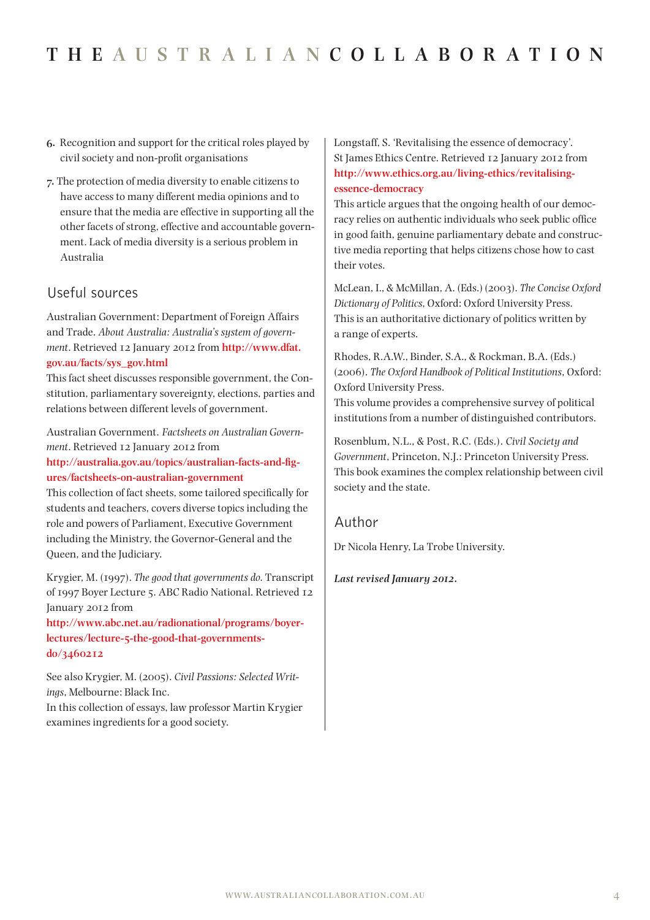6. Recognition and support for the critical roles played by civil society and non-profit organisations

7. The protection of media diversity to enable citizens to have access to many different media opinions and to ensure that the media are effective in supporting all the other facets of strong, effective and accountable government. Lack of media diversity is a serious problem in Australia

## Useful sources

Australian Government: Department of Foreign Affairs and Trade. *About Australia: Australia's system of government*. Retrieved 12 January 2012 from **http://www.dfat.gov.au/facts/sys_gov.html**
This fact sheet discusses responsible government, the Constitution, parliamentary sovereignty, elections, parties and relations between different levels of government.

Australian Government. *Factsheets on Australian Government*. Retrieved 12 January 2012 from **http://australia.gov.au/topics/australian-facts-and-figures/factsheets-on-australian-government**
This collection of fact sheets, some tailored specifically for students and teachers, covers diverse topics including the role and powers of Parliament, Executive Government including the Ministry, the Governor-General and the Queen, and the Judiciary.

Krygier, M. (1997). *The good that governments do*. Transcript of 1997 Boyer Lecture 5. ABC Radio National. Retrieved 12 January 2012 from **http://www.abc.net.au/radionational/programs/boyerlectures/lecture-5-the-good-that-governments-do/3460212**

See also Krygier, M. (2005). *Civil Passions: Selected Writings*, Melbourne: Black Inc.
In this collection of essays, law professor Martin Krygier examines ingredients for a good society.

Longstaff, S. 'Revitalising the essence of democracy'. St James Ethics Centre. Retrieved 12 January 2012 from **http://www.ethics.org.au/living-ethics/revitalising-essence-democracy**
This article argues that the ongoing health of our democracy relies on authentic individuals who seek public office in good faith, genuine parliamentary debate and constructive media reporting that helps citizens chose how to cast their votes.

McLean, I., & McMillan, A. (Eds.) (2003). *The Concise Oxford Dictionary of Politics*, Oxford: Oxford University Press.
This is an authoritative dictionary of politics written by a range of experts.

Rhodes, R.A.W., Binder, S.A., & Rockman, B.A. (Eds.) (2006). *The Oxford Handbook of Political Institutions*, Oxford: Oxford University Press.
This volume provides a comprehensive survey of political institutions from a number of distinguished contributors.

Rosenblum, N.L., & Post, R.C. (Eds.). *Civil Society and Government*, Princeton, N.J.: Princeton University Press.
This book examines the complex relationship between civil society and the state.

## Author

Dr Nicola Henry, La Trobe University.

***Last revised January 2012.***